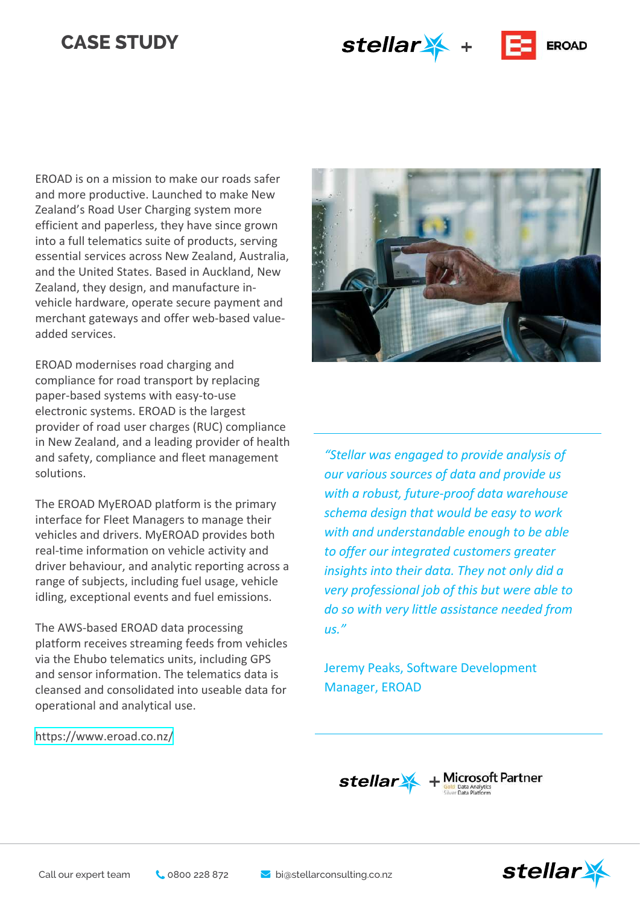# CASE STUDY

stellar + EROAD

EROAD is on a mission to make our roads safer and more productive. Launched to make New Zealand's Road User Charging system more efficient and paperless, they have since grown into a full telematics suite of products, serving essential services across New Zealand, Australia, and the United States. Based in Auckland, New Zealand, they design, and manufacture in-vehicle hardware, operate secure payment and merchant gateways and offer web-based value-added services.

EROAD modernises road charging and compliance for road transport by replacing paper-based systems with easy-to-use electronic systems. EROAD is the largest provider of road user charges (RUC) compliance in New Zealand, and a leading provider of health and safety, compliance and fleet management solutions.

The EROAD MyEROAD platform is the primary interface for Fleet Managers to manage their vehicles and drivers. MyEROAD provides both real-time information on vehicle activity and driver behaviour, and analytic reporting across a range of subjects, including fuel usage, vehicle idling, exceptional events and fuel emissions.

The AWS-based EROAD data processing platform receives streaming feeds from vehicles via the Ehubo telematics units, including GPS and sensor information. The telematics data is cleansed and consolidated into useable data for operational and analytical use.

https://www.eroad.co.nz/

*"Stellar was engaged to provide analysis of our various sources of data and provide us with a robust, future-proof data warehouse schema design that would be easy to work with and understandable enough to be able to offer our integrated customers greater insights into their data. They not only did a very professional job of this but were able to do so with very little assistance needed from us."*

Jeremy Peaks, Software Development Manager, EROAD

stellar + Microsoft Partner
Gold Data Analytics
Silver Data Platform

Call our expert team 0800 228 872 bi@stellarconsulting.co.nz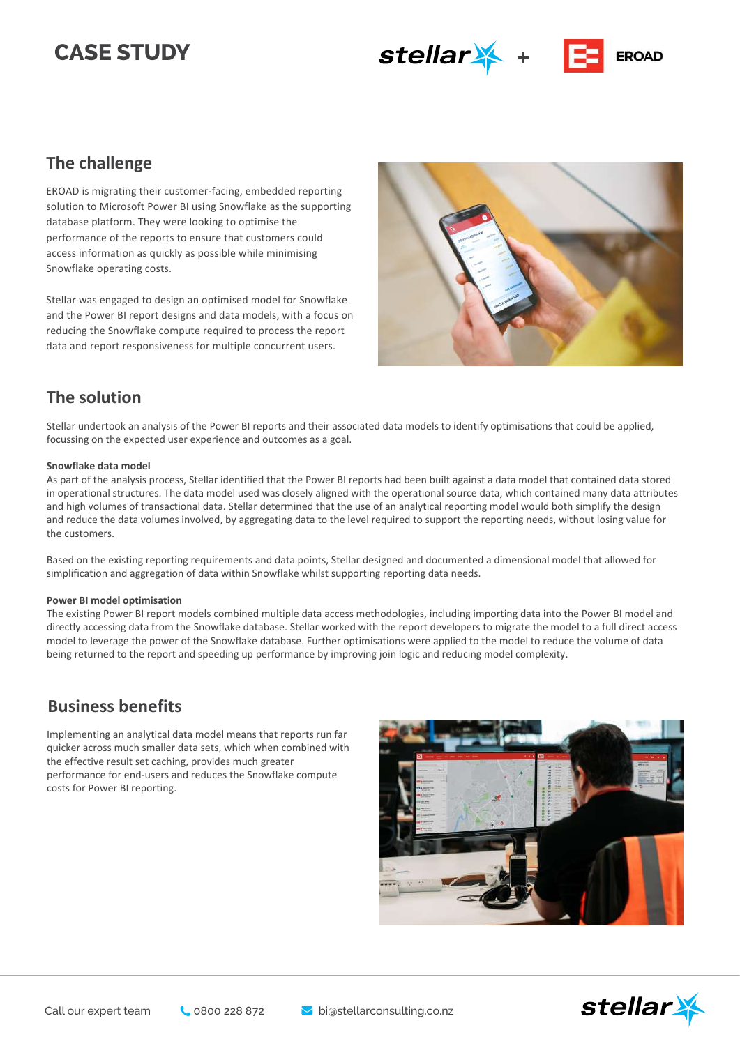# CASE STUDY

## The challenge

EROAD is migrating their customer-facing, embedded reporting solution to Microsoft Power BI using Snowflake as the supporting database platform. They were looking to optimise the performance of the reports to ensure that customers could access information as quickly as possible while minimising Snowflake operating costs.

Stellar was engaged to design an optimised model for Snowflake and the Power BI report designs and data models, with a focus on reducing the Snowflake compute required to process the report data and report responsiveness for multiple concurrent users.

## The solution

Stellar undertook an analysis of the Power BI reports and their associated data models to identify optimisations that could be applied, focussing on the expected user experience and outcomes as a goal.

**Snowflake data model**

As part of the analysis process, Stellar identified that the Power BI reports had been built against a data model that contained data stored in operational structures. The data model used was closely aligned with the operational source data, which contained many data attributes and high volumes of transactional data. Stellar determined that the use of an analytical reporting model would both simplify the design and reduce the data volumes involved, by aggregating data to the level required to support the reporting needs, without losing value for the customers.

Based on the existing reporting requirements and data points, Stellar designed and documented a dimensional model that allowed for simplification and aggregation of data within Snowflake whilst supporting reporting data needs.

**Power BI model optimisation**

The existing Power BI report models combined multiple data access methodologies, including importing data into the Power BI model and directly accessing data from the Snowflake database. Stellar worked with the report developers to migrate the model to a full direct access model to leverage the power of the Snowflake database. Further optimisations were applied to the model to reduce the volume of data being returned to the report and speeding up performance by improving join logic and reducing model complexity.

## Business benefits

Implementing an analytical data model means that reports run far quicker across much smaller data sets, which when combined with the effective result set caching, provides much greater performance for end-users and reduces the Snowflake compute costs for Power BI reporting.

Call our expert team 0800 228 872 bi@stellarconsulting.co.nz